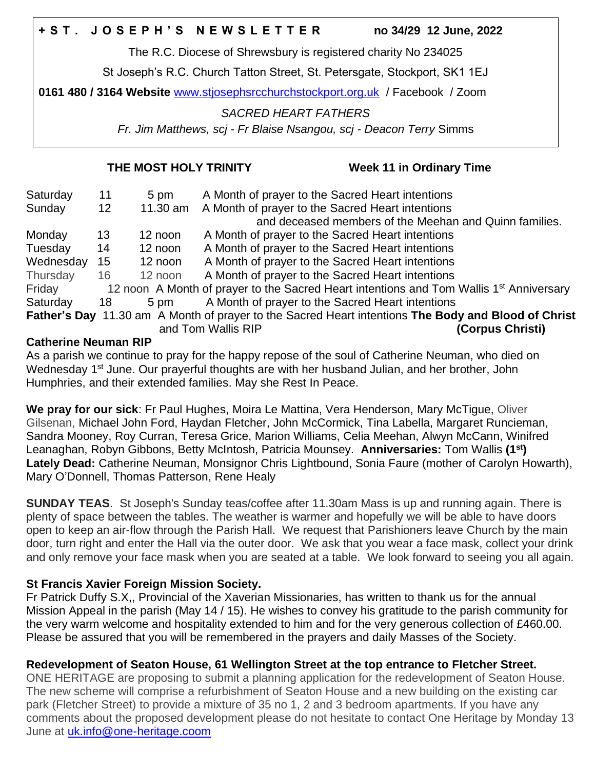**+ S T . J O S E P H ' S N E W S L E T T E R** **no 34/29 12 June, 2022**

The R.C. Diocese of Shrewsbury is registered charity No 234025

St Joseph's R.C. Church Tatton Street, St. Petersgate, Stockport, SK1 1EJ

**0161 480 / 3164 Website** www.stjosephsrcchurchstockport.org.uk / Facebook / Zoom

*SACRED HEART FATHERS*

*Fr. Jim Matthews, scj - Fr Blaise Nsangou, scj - Deacon Terry* Simms

**THE MOST HOLY TRINITY** **Week 11 in Ordinary Time**

| | | | |
|---|---|---|---|
| Saturday | 11 | 5 pm | A Month of prayer to the Sacred Heart intentions |
| Sunday | 12 | 11.30 am | A Month of prayer to the Sacred Heart intentions and deceased members of the Meehan and Quinn families. |
| Monday | 13 | 12 noon | A Month of prayer to the Sacred Heart intentions |
| Tuesday | 14 | 12 noon | A Month of prayer to the Sacred Heart intentions |
| Wednesday | 15 | 12 noon | A Month of prayer to the Sacred Heart intentions |
| Thursday | 16 | 12 noon | A Month of prayer to the Sacred Heart intentions |
| Friday | | 12 noon | A Month of prayer to the Sacred Heart intentions and Tom Wallis 1st Anniversary |
| Saturday | 18 | 5 pm | A Month of prayer to the Sacred Heart intentions |
| **Father's Day** | | 11.30 am | A Month of prayer to the Sacred Heart intentions and Tom Wallis RIP **The Body and Blood of Christ (Corpus Christi)** |

**Catherine Neuman RIP**

As a parish we continue to pray for the happy repose of the soul of Catherine Neuman, who died on Wednesday 1st June. Our prayerful thoughts are with her husband Julian, and her brother, John Humphries, and their extended families. May she Rest In Peace.

**We pray for our sick**: Fr Paul Hughes, Moira Le Mattina, Vera Henderson, Mary McTigue, Oliver Gilsenan, Michael John Ford, Haydan Fletcher, John McCormick, Tina Labella, Margaret Runcieman, Sandra Mooney, Roy Curran, Teresa Grice, Marion Williams, Celia Meehan, Alwyn McCann, Winifred Leanaghan, Robyn Gibbons, Betty McIntosh, Patricia Mounsey. **Anniversaries:** Tom Wallis **(1st)**
**Lately Dead:** Catherine Neuman, Monsignor Chris Lightbound, Sonia Faure (mother of Carolyn Howarth), Mary O'Donnell, Thomas Patterson, Rene Healy

**SUNDAY TEAS**. St Joseph's Sunday teas/coffee after 11.30am Mass is up and running again. There is plenty of space between the tables. The weather is warmer and hopefully we will be able to have doors open to keep an air-flow through the Parish Hall. We request that Parishioners leave Church by the main door, turn right and enter the Hall via the outer door. We ask that you wear a face mask, collect your drink and only remove your face mask when you are seated at a table. We look forward to seeing you all again.

**St Francis Xavier Foreign Mission Society.**

Fr Patrick Duffy S.X,, Provincial of the Xaverian Missionaries, has written to thank us for the annual Mission Appeal in the parish (May 14 / 15). He wishes to convey his gratitude to the parish community for the very warm welcome and hospitality extended to him and for the very generous collection of £460.00. Please be assured that you will be remembered in the prayers and daily Masses of the Society.

**Redevelopment of Seaton House, 61 Wellington Street at the top entrance to Fletcher Street.**

ONE HERITAGE are proposing to submit a planning application for the redevelopment of Seaton House. The new scheme will comprise a refurbishment of Seaton House and a new building on the existing car park (Fletcher Street) to provide a mixture of 35 no 1, 2 and 3 bedroom apartments. If you have any comments about the proposed development please do not hesitate to contact One Heritage by Monday 13 June at uk.info@one-heritage.coom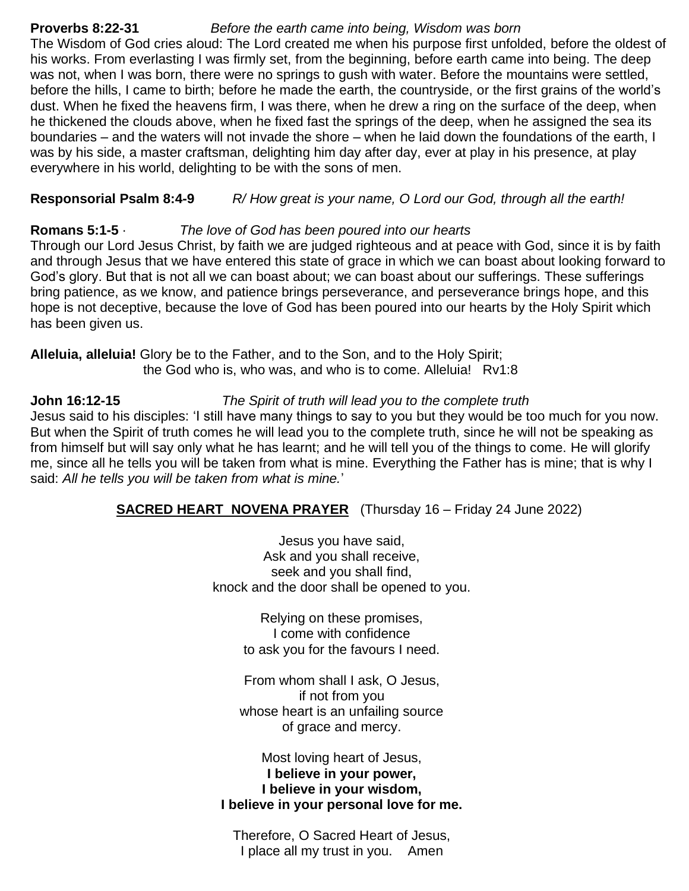**Proverbs 8:22-31** *Before the earth came into being, Wisdom was born*

The Wisdom of God cries aloud: The Lord created me when his purpose first unfolded, before the oldest of his works. From everlasting I was firmly set, from the beginning, before earth came into being. The deep was not, when I was born, there were no springs to gush with water. Before the mountains were settled, before the hills, I came to birth; before he made the earth, the countryside, or the first grains of the world's dust. When he fixed the heavens firm, I was there, when he drew a ring on the surface of the deep, when he thickened the clouds above, when he fixed fast the springs of the deep, when he assigned the sea its boundaries – and the waters will not invade the shore – when he laid down the foundations of the earth, I was by his side, a master craftsman, delighting him day after day, ever at play in his presence, at play everywhere in his world, delighting to be with the sons of men.

**Responsorial Psalm 8:4-9** *R/ How great is your name, O Lord our God, through all the earth!*

**Romans 5:1-5** · *The love of God has been poured into our hearts*

Through our Lord Jesus Christ, by faith we are judged righteous and at peace with God, since it is by faith and through Jesus that we have entered this state of grace in which we can boast about looking forward to God's glory. But that is not all we can boast about; we can boast about our sufferings. These sufferings bring patience, as we know, and patience brings perseverance, and perseverance brings hope, and this hope is not deceptive, because the love of God has been poured into our hearts by the Holy Spirit which has been given us.

**Alleluia, alleluia!** Glory be to the Father, and to the Son, and to the Holy Spirit;
the God who is, who was, and who is to come. Alleluia! Rv1:8

**John 16:12-15** *The Spirit of truth will lead you to the complete truth*

Jesus said to his disciples: 'I still have many things to say to you but they would be too much for you now. But when the Spirit of truth comes he will lead you to the complete truth, since he will not be speaking as from himself but will say only what he has learnt; and he will tell you of the things to come. He will glorify me, since all he tells you will be taken from what is mine. Everything the Father has is mine; that is why I said: *All he tells you will be taken from what is mine.*'

**SACRED HEART NOVENA PRAYER** (Thursday 16 – Friday 24 June 2022)

Jesus you have said,
Ask and you shall receive,
seek and you shall find,
knock and the door shall be opened to you.

Relying on these promises,
I come with confidence
to ask you for the favours I need.

From whom shall I ask, O Jesus,
if not from you
whose heart is an unfailing source
of grace and mercy.

Most loving heart of Jesus,
**I believe in your power,**
**I believe in your wisdom,**
**I believe in your personal love for me.**

Therefore, O Sacred Heart of Jesus,
I place all my trust in you. Amen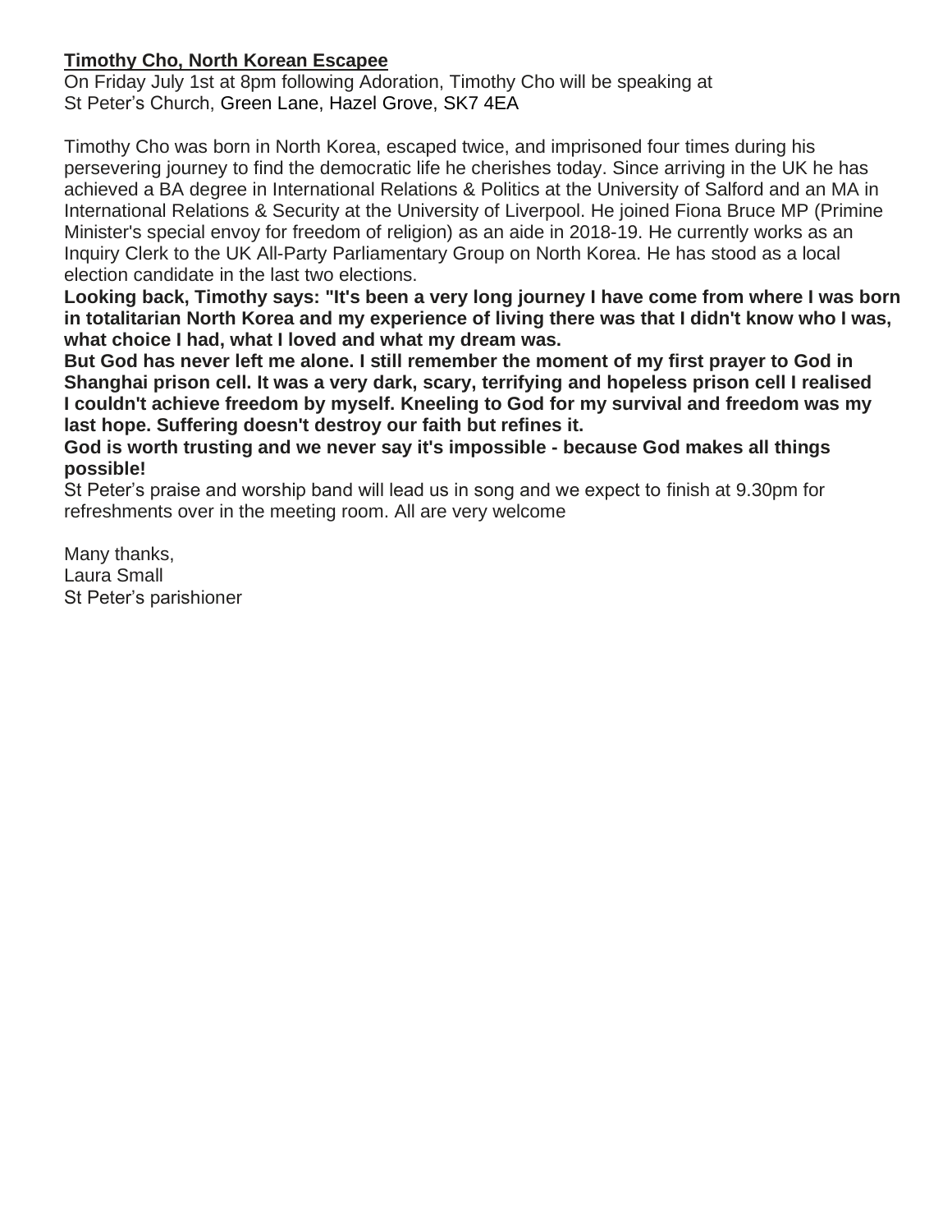**Timothy Cho, North Korean Escapee**

On Friday July 1st at 8pm following Adoration, Timothy Cho will be speaking at
St Peter's Church, Green Lane, Hazel Grove, SK7 4EA

Timothy Cho was born in North Korea, escaped twice, and imprisoned four times during his persevering journey to find the democratic life he cherishes today. Since arriving in the UK he has achieved a BA degree in International Relations & Politics at the University of Salford and an MA in International Relations & Security at the University of Liverpool. He joined Fiona Bruce MP (Primine Minister's special envoy for freedom of religion) as an aide in 2018-19. He currently works as an Inquiry Clerk to the UK All-Party Parliamentary Group on North Korea. He has stood as a local election candidate in the last two elections.

**Looking back, Timothy says: "It's been a very long journey I have come from where I was born in totalitarian North Korea and my experience of living there was that I didn't know who I was, what choice I had, what I loved and what my dream was.**

**But God has never left me alone. I still remember the moment of my first prayer to God in Shanghai prison cell. It was a very dark, scary, terrifying and hopeless prison cell I realised I couldn't achieve freedom by myself. Kneeling to God for my survival and freedom was my last hope. Suffering doesn't destroy our faith but refines it.**

**God is worth trusting and we never say it's impossible - because God makes all things possible!**

St Peter's praise and worship band will lead us in song and we expect to finish at 9.30pm for refreshments over in the meeting room. All are very welcome

Many thanks,
Laura Small
St Peter's parishioner